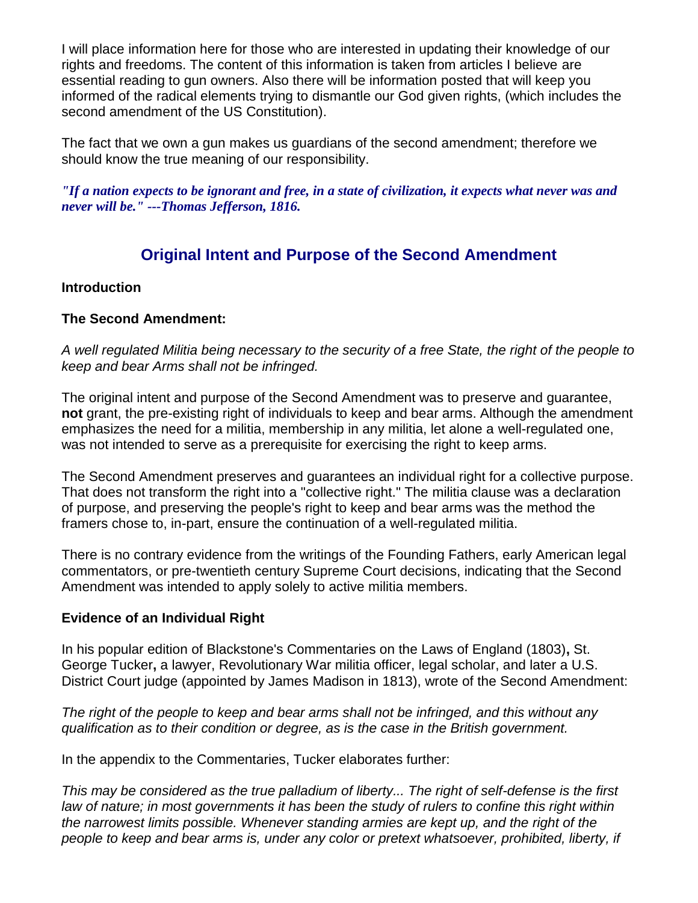I will place information here for those who are interested in updating their knowledge of our rights and freedoms. The content of this information is taken from articles I believe are essential reading to gun owners. Also there will be information posted that will keep you informed of the radical elements trying to dismantle our God given rights, (which includes the second amendment of the US Constitution).

The fact that we own a gun makes us guardians of the second amendment; therefore we should know the true meaning of our responsibility.

***"If a nation expects to be ignorant and free, in a state of civilization, it expects what never was and never will be." ---Thomas Jefferson, 1816.***

## Original Intent and Purpose of the Second Amendment

**Introduction**

**The Second Amendment:**

*A well regulated Militia being necessary to the security of a free State, the right of the people to keep and bear Arms shall not be infringed.*

The original intent and purpose of the Second Amendment was to preserve and guarantee, **not** grant, the pre-existing right of individuals to keep and bear arms. Although the amendment emphasizes the need for a militia, membership in any militia, let alone a well-regulated one, was not intended to serve as a prerequisite for exercising the right to keep arms.

The Second Amendment preserves and guarantees an individual right for a collective purpose. That does not transform the right into a "collective right." The militia clause was a declaration of purpose, and preserving the people's right to keep and bear arms was the method the framers chose to, in-part, ensure the continuation of a well-regulated militia.

There is no contrary evidence from the writings of the Founding Fathers, early American legal commentators, or pre-twentieth century Supreme Court decisions, indicating that the Second Amendment was intended to apply solely to active militia members.

**Evidence of an Individual Right**

In his popular edition of Blackstone's Commentaries on the Laws of England (1803)**,** St. George Tucker**,** a lawyer, Revolutionary War militia officer, legal scholar, and later a U.S. District Court judge (appointed by James Madison in 1813), wrote of the Second Amendment:

*The right of the people to keep and bear arms shall not be infringed, and this without any qualification as to their condition or degree, as is the case in the British government.*

In the appendix to the Commentaries, Tucker elaborates further:

*This may be considered as the true palladium of liberty... The right of self-defense is the first law of nature; in most governments it has been the study of rulers to confine this right within the narrowest limits possible. Whenever standing armies are kept up, and the right of the people to keep and bear arms is, under any color or pretext whatsoever, prohibited, liberty, if*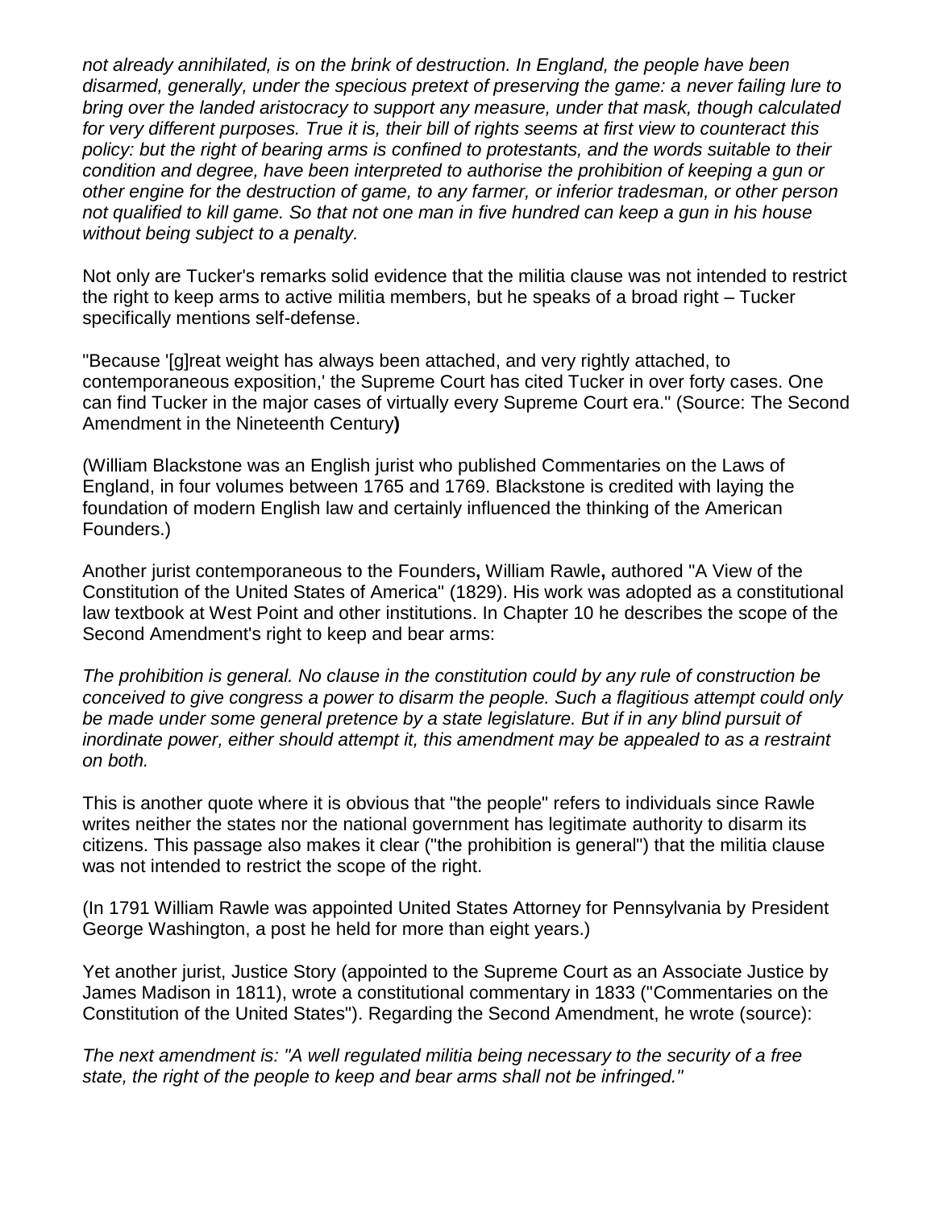*not already annihilated, is on the brink of destruction. In England, the people have been disarmed, generally, under the specious pretext of preserving the game: a never failing lure to bring over the landed aristocracy to support any measure, under that mask, though calculated for very different purposes. True it is, their bill of rights seems at first view to counteract this policy: but the right of bearing arms is confined to protestants, and the words suitable to their condition and degree, have been interpreted to authorise the prohibition of keeping a gun or other engine for the destruction of game, to any farmer, or inferior tradesman, or other person not qualified to kill game. So that not one man in five hundred can keep a gun in his house without being subject to a penalty.*

Not only are Tucker's remarks solid evidence that the militia clause was not intended to restrict the right to keep arms to active militia members, but he speaks of a broad right – Tucker specifically mentions self-defense.

"Because '[g]reat weight has always been attached, and very rightly attached, to contemporaneous exposition,' the Supreme Court has cited Tucker in over forty cases. One can find Tucker in the major cases of virtually every Supreme Court era." (Source: The Second Amendment in the Nineteenth Century**)**

(William Blackstone was an English jurist who published Commentaries on the Laws of England, in four volumes between 1765 and 1769. Blackstone is credited with laying the foundation of modern English law and certainly influenced the thinking of the American Founders.)

Another jurist contemporaneous to the Founders**,** William Rawle**,** authored "A View of the Constitution of the United States of America" (1829). His work was adopted as a constitutional law textbook at West Point and other institutions. In Chapter 10 he describes the scope of the Second Amendment's right to keep and bear arms:

*The prohibition is general. No clause in the constitution could by any rule of construction be conceived to give congress a power to disarm the people. Such a flagitious attempt could only be made under some general pretence by a state legislature. But if in any blind pursuit of inordinate power, either should attempt it, this amendment may be appealed to as a restraint on both.*

This is another quote where it is obvious that "the people" refers to individuals since Rawle writes neither the states nor the national government has legitimate authority to disarm its citizens. This passage also makes it clear ("the prohibition is general") that the militia clause was not intended to restrict the scope of the right.

(In 1791 William Rawle was appointed United States Attorney for Pennsylvania by President George Washington, a post he held for more than eight years.)

Yet another jurist, Justice Story (appointed to the Supreme Court as an Associate Justice by James Madison in 1811), wrote a constitutional commentary in 1833 ("Commentaries on the Constitution of the United States"). Regarding the Second Amendment, he wrote (source):

*The next amendment is: "A well regulated militia being necessary to the security of a free state, the right of the people to keep and bear arms shall not be infringed."*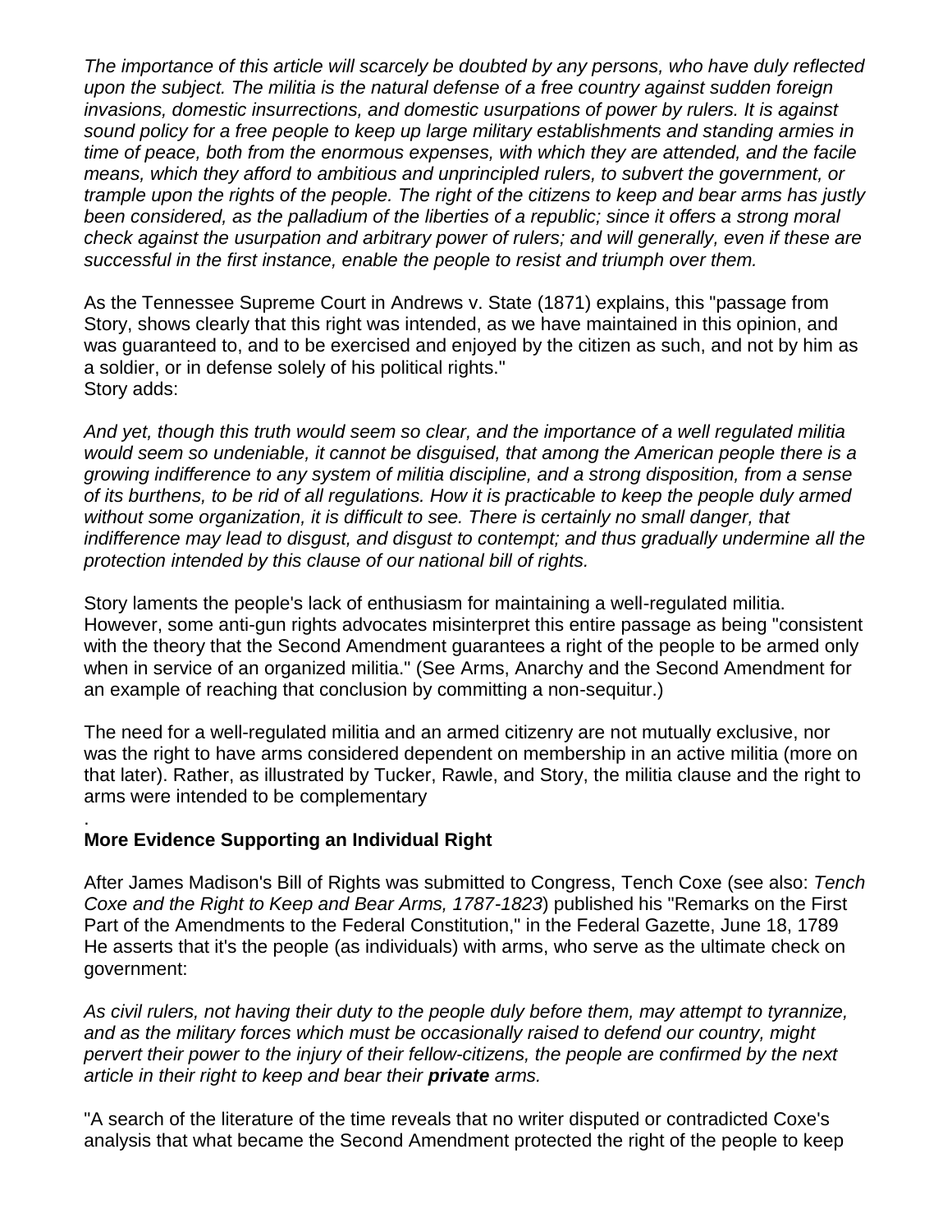*The importance of this article will scarcely be doubted by any persons, who have duly reflected upon the subject. The militia is the natural defense of a free country against sudden foreign invasions, domestic insurrections, and domestic usurpations of power by rulers. It is against sound policy for a free people to keep up large military establishments and standing armies in time of peace, both from the enormous expenses, with which they are attended, and the facile means, which they afford to ambitious and unprincipled rulers, to subvert the government, or trample upon the rights of the people. The right of the citizens to keep and bear arms has justly been considered, as the palladium of the liberties of a republic; since it offers a strong moral check against the usurpation and arbitrary power of rulers; and will generally, even if these are successful in the first instance, enable the people to resist and triumph over them.*

As the Tennessee Supreme Court in Andrews v. State (1871) explains, this "passage from Story, shows clearly that this right was intended, as we have maintained in this opinion, and was guaranteed to, and to be exercised and enjoyed by the citizen as such, and not by him as a soldier, or in defense solely of his political rights."
Story adds:

*And yet, though this truth would seem so clear, and the importance of a well regulated militia would seem so undeniable, it cannot be disguised, that among the American people there is a growing indifference to any system of militia discipline, and a strong disposition, from a sense of its burthens, to be rid of all regulations. How it is practicable to keep the people duly armed without some organization, it is difficult to see. There is certainly no small danger, that indifference may lead to disgust, and disgust to contempt; and thus gradually undermine all the protection intended by this clause of our national bill of rights.*

Story laments the people's lack of enthusiasm for maintaining a well-regulated militia. However, some anti-gun rights advocates misinterpret this entire passage as being "consistent with the theory that the Second Amendment guarantees a right of the people to be armed only when in service of an organized militia." (See Arms, Anarchy and the Second Amendment for an example of reaching that conclusion by committing a non-sequitur.)

The need for a well-regulated militia and an armed citizenry are not mutually exclusive, nor was the right to have arms considered dependent on membership in an active militia (more on that later). Rather, as illustrated by Tucker, Rawle, and Story, the militia clause and the right to arms were intended to be complementary

.

**More Evidence Supporting an Individual Right**

After James Madison's Bill of Rights was submitted to Congress, Tench Coxe (see also: *Tench Coxe and the Right to Keep and Bear Arms, 1787-1823*) published his "Remarks on the First Part of the Amendments to the Federal Constitution," in the Federal Gazette, June 18, 1789
He asserts that it's the people (as individuals) with arms, who serve as the ultimate check on government:

*As civil rulers, not having their duty to the people duly before them, may attempt to tyrannize, and as the military forces which must be occasionally raised to defend our country, might pervert their power to the injury of their fellow-citizens, the people are confirmed by the next article in their right to keep and bear their **private** arms.*

"A search of the literature of the time reveals that no writer disputed or contradicted Coxe's analysis that what became the Second Amendment protected the right of the people to keep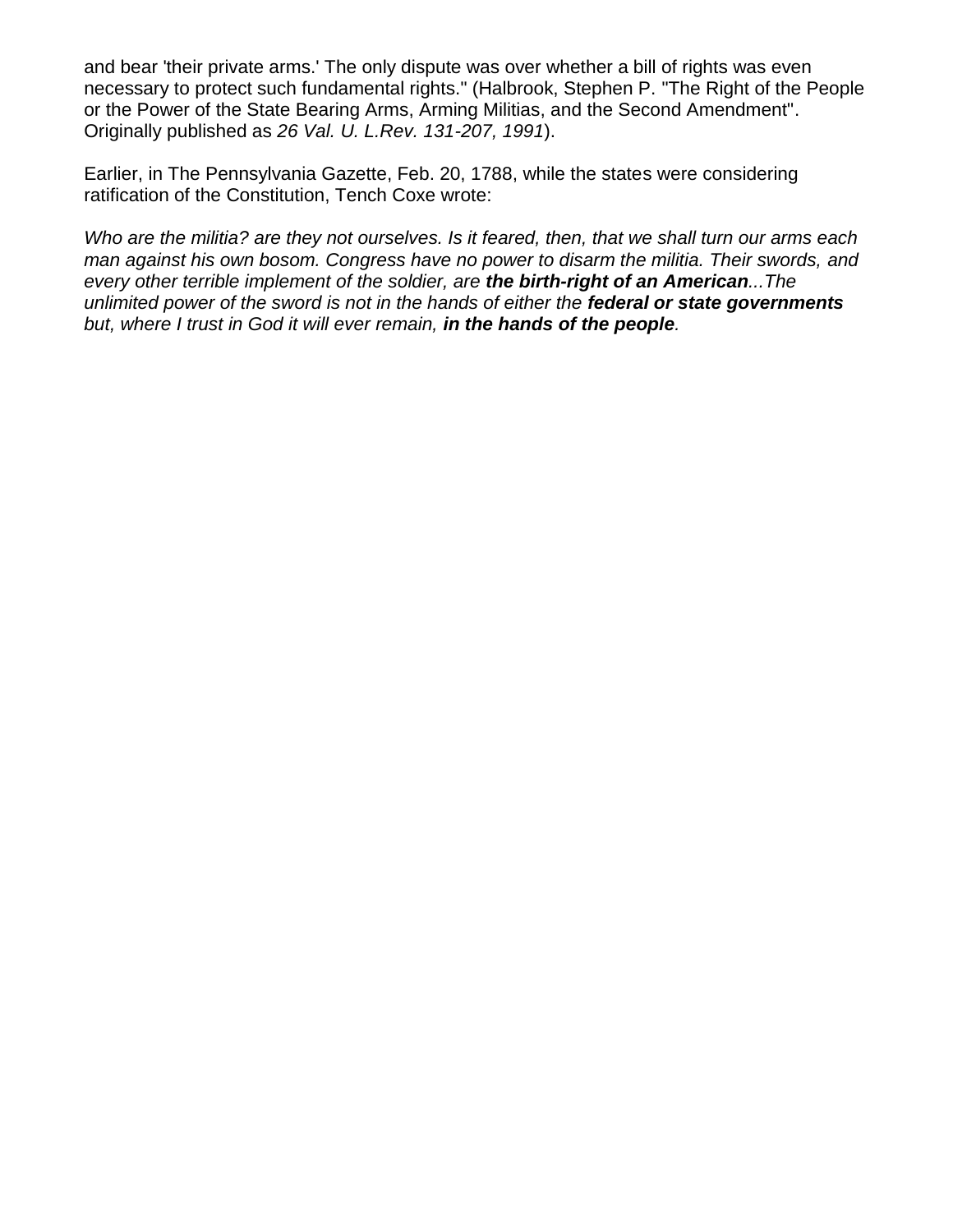and bear 'their private arms.' The only dispute was over whether a bill of rights was even necessary to protect such fundamental rights." (Halbrook, Stephen P. "The Right of the People or the Power of the State Bearing Arms, Arming Militias, and the Second Amendment". Originally published as *26 Val. U. L.Rev. 131-207, 1991*).

Earlier, in The Pennsylvania Gazette, Feb. 20, 1788, while the states were considering ratification of the Constitution, Tench Coxe wrote:

*Who are the militia? are they not ourselves. Is it feared, then, that we shall turn our arms each man against his own bosom. Congress have no power to disarm the militia. Their swords, and every other terrible implement of the soldier, are* ***the birth-right of an American****...The unlimited power of the sword is not in the hands of either the* ***federal or state governments*** *but, where I trust in God it will ever remain,* ***in the hands of the people****.*